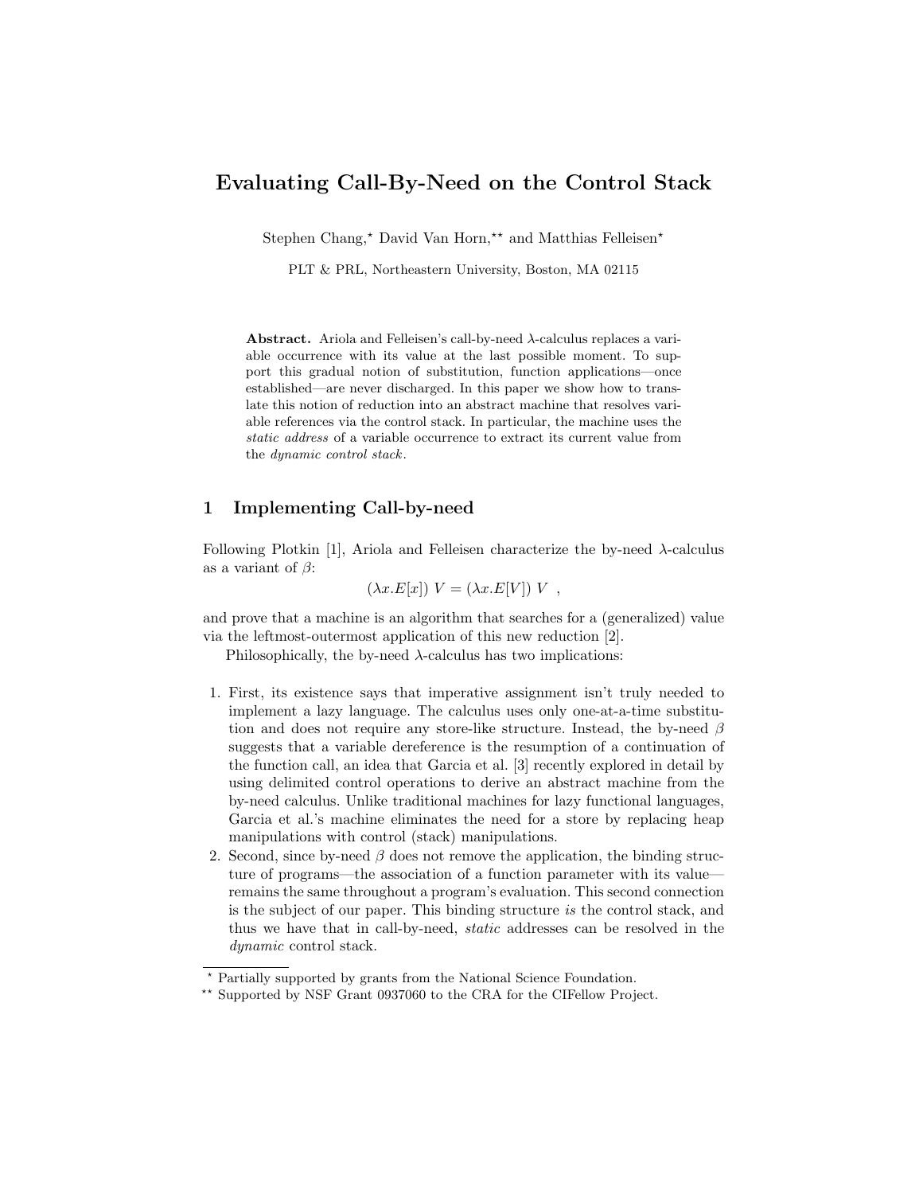# Evaluating Call-By-Need on the Control Stack

Stephen Chang,* David Van Horn,** and Matthias Felleisen*

PLT & PRL, Northeastern University, Boston, MA 02115

**Abstract.** Ariola and Felleisen's call-by-need $\lambda$-calculus replaces a variable occurrence with its value at the last possible moment. To support this gradual notion of substitution, function applications—once established—are never discharged. In this paper we show how to translate this notion of reduction into an abstract machine that resolves variable references via the control stack. In particular, the machine uses the *static address* of a variable occurrence to extract its current value from the *dynamic control stack*.

## 1 Implementing Call-by-need

Following Plotkin [1], Ariola and Felleisen characterize the by-need $\lambda$-calculus as a variant of $\beta$:

$$(\lambda x.E[x])\ V = (\lambda x.E[V])\ V\ \ ,$$

and prove that a machine is an algorithm that searches for a (generalized) value via the leftmost-outermost application of this new reduction [2].

Philosophically, the by-need $\lambda$-calculus has two implications:

1. First, its existence says that imperative assignment isn't truly needed to implement a lazy language. The calculus uses only one-at-a-time substitution and does not require any store-like structure. Instead, the by-need $\beta$ suggests that a variable dereference is the resumption of a continuation of the function call, an idea that Garcia et al. [3] recently explored in detail by using delimited control operations to derive an abstract machine from the by-need calculus. Unlike traditional machines for lazy functional languages, Garcia et al.'s machine eliminates the need for a store by replacing heap manipulations with control (stack) manipulations.
2. Second, since by-need $\beta$ does not remove the application, the binding structure of programs—the association of a function parameter with its value—remains the same throughout a program's evaluation. This second connection is the subject of our paper. This binding structure *is* the control stack, and thus we have that in call-by-need, *static* addresses can be resolved in the *dynamic* control stack.

---

* Partially supported by grants from the National Science Foundation.

** Supported by NSF Grant 0937060 to the CRA for the CIFellow Project.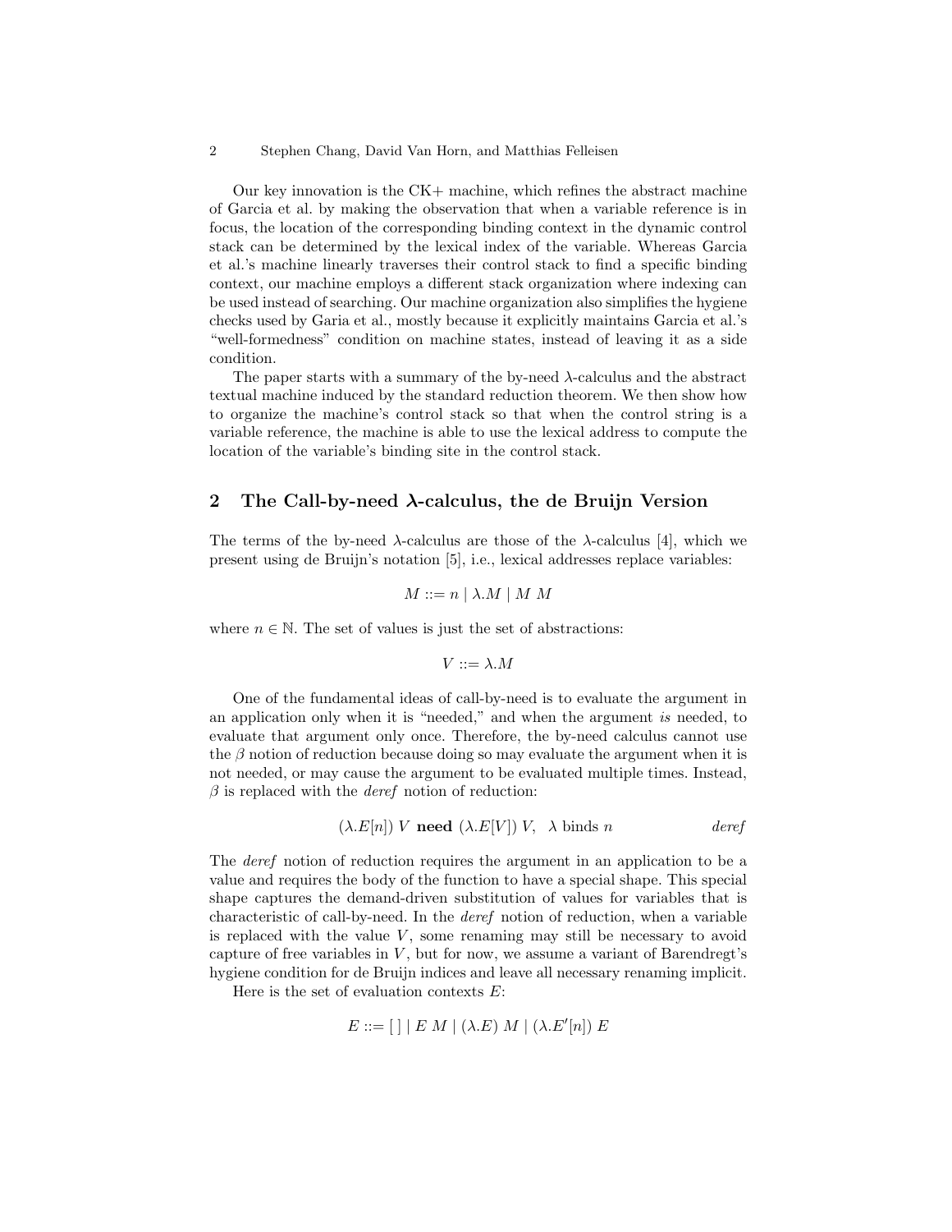Our key innovation is the CK+ machine, which refines the abstract machine of Garcia et al. by making the observation that when a variable reference is in focus, the location of the corresponding binding context in the dynamic control stack can be determined by the lexical index of the variable. Whereas Garcia et al.'s machine linearly traverses their control stack to find a specific binding context, our machine employs a different stack organization where indexing can be used instead of searching. Our machine organization also simplifies the hygiene checks used by Garia et al., mostly because it explicitly maintains Garcia et al.'s "well-formedness" condition on machine states, instead of leaving it as a side condition.

The paper starts with a summary of the by-need $\lambda$-calculus and the abstract textual machine induced by the standard reduction theorem. We then show how to organize the machine's control stack so that when the control string is a variable reference, the machine is able to use the lexical address to compute the location of the variable's binding site in the control stack.

## 2 The Call-by-need $\boldsymbol{\lambda}$-calculus, the de Bruijn Version

The terms of the by-need $\lambda$-calculus are those of the $\lambda$-calculus [4], which we present using de Bruijn's notation [5], i.e., lexical addresses replace variables:

$$M ::= n \mid \lambda.M \mid M\ M$$

where $n \in \mathbb{N}$. The set of values is just the set of abstractions:

$$V ::= \lambda.M$$

One of the fundamental ideas of call-by-need is to evaluate the argument in an application only when it is "needed," and when the argument *is* needed, to evaluate that argument only once. Therefore, the by-need calculus cannot use the $\beta$ notion of reduction because doing so may evaluate the argument when it is not needed, or may cause the argument to be evaluated multiple times. Instead, $\beta$ is replaced with the *deref* notion of reduction:

$$(\lambda.E[n])\ V \ \mathbf{need}\ (\lambda.E[V])\ V, \quad \lambda \text{ binds } n \qquad\qquad deref$$

The *deref* notion of reduction requires the argument in an application to be a value and requires the body of the function to have a special shape. This special shape captures the demand-driven substitution of values for variables that is characteristic of call-by-need. In the *deref* notion of reduction, when a variable is replaced with the value $V$, some renaming may still be necessary to avoid capture of free variables in $V$, but for now, we assume a variant of Barendregt's hygiene condition for de Bruijn indices and leave all necessary renaming implicit.

Here is the set of evaluation contexts $E$:

$$E ::= [\,] \mid E\ M \mid (\lambda.E)\ M \mid (\lambda.E'[n])\ E$$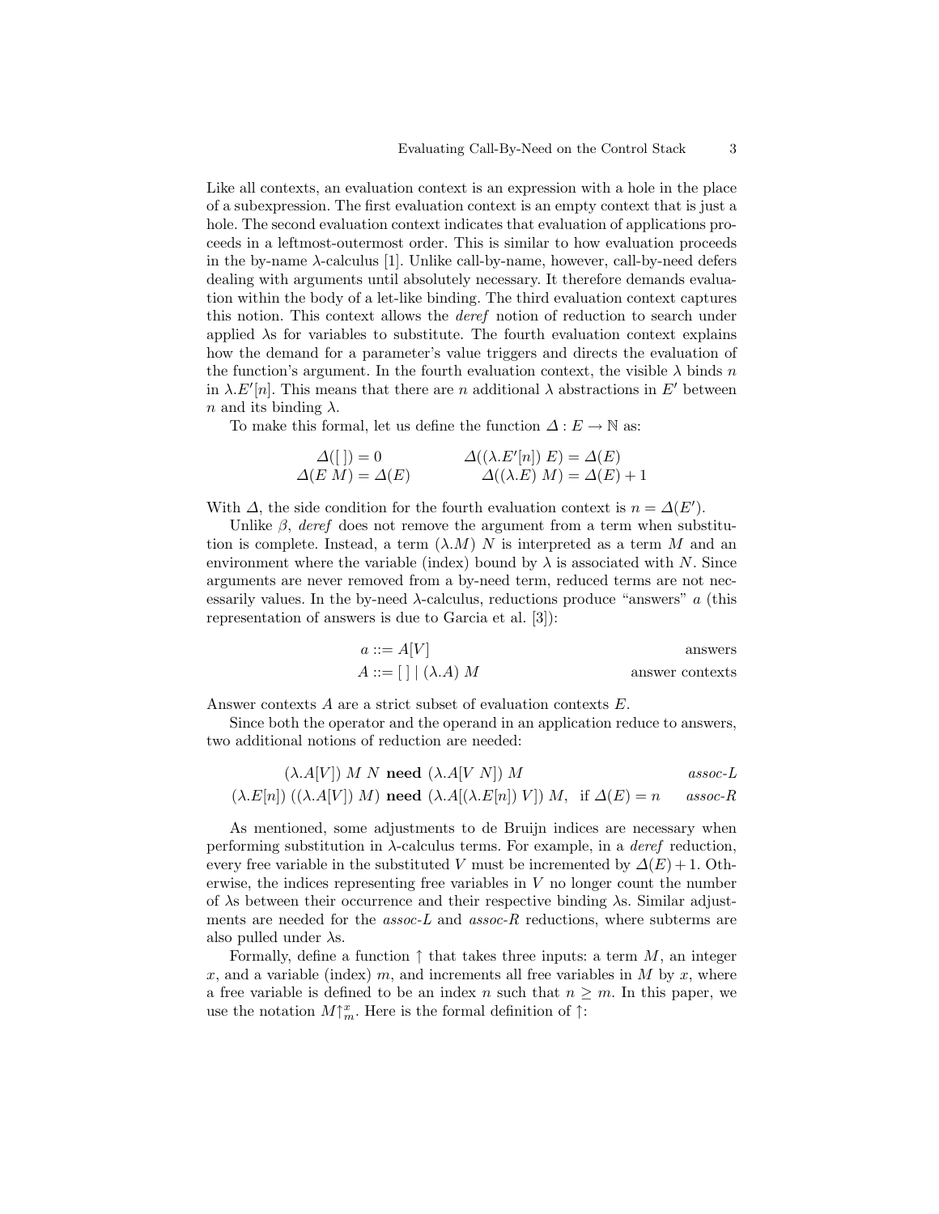Like all contexts, an evaluation context is an expression with a hole in the place of a subexpression. The first evaluation context is an empty context that is just a hole. The second evaluation context indicates that evaluation of applications proceeds in a leftmost-outermost order. This is similar to how evaluation proceeds in the by-name $\lambda$-calculus [1]. Unlike call-by-name, however, call-by-need defers dealing with arguments until absolutely necessary. It therefore demands evaluation within the body of a let-like binding. The third evaluation context captures this notion. This context allows the *deref* notion of reduction to search under applied $\lambda$s for variables to substitute. The fourth evaluation context explains how the demand for a parameter's value triggers and directs the evaluation of the function's argument. In the fourth evaluation context, the visible $\lambda$ binds $n$ in $\lambda.E'[n]$. This means that there are $n$ additional $\lambda$ abstractions in $E'$ between $n$ and its binding $\lambda$.

To make this formal, let us define the function $\Delta : E \to \mathbb{N}$ as:

$$
\begin{array}{ll}
\Delta([\,]) = 0 & \Delta((\lambda.E'[n])\ E) = \Delta(E) \\
\Delta(E\ M) = \Delta(E) & \Delta((\lambda.E)\ M) = \Delta(E) + 1
\end{array}
$$

With $\Delta$, the side condition for the fourth evaluation context is $n = \Delta(E')$.

Unlike $\beta$, *deref* does not remove the argument from a term when substitution is complete. Instead, a term $(\lambda.M)\ N$ is interpreted as a term $M$ and an environment where the variable (index) bound by $\lambda$ is associated with $N$. Since arguments are never removed from a by-need term, reduced terms are not necessarily values. In the by-need $\lambda$-calculus, reductions produce "answers" $a$ (this representation of answers is due to Garcia et al. [3]):

$$
\begin{array}{lr}
a ::= A[V] & \text{answers} \\
A ::= [\,] \mid (\lambda.A)\ M & \text{answer contexts}
\end{array}
$$

Answer contexts $A$ are a strict subset of evaluation contexts $E$.

Since both the operator and the operand in an application reduce to answers, two additional notions of reduction are needed:

$$
\begin{array}{lr}
(\lambda.A[V])\ M\ N\ \textbf{need}\ (\lambda.A[V\ N])\ M & \textit{assoc-L} \\
(\lambda.E[n])\ ((\lambda.A[V])\ M)\ \textbf{need}\ (\lambda.A[(\lambda.E[n])\ V])\ M,\ \ \text{if}\ \Delta(E) = n & \textit{assoc-R}
\end{array}
$$

As mentioned, some adjustments to de Bruijn indices are necessary when performing substitution in $\lambda$-calculus terms. For example, in a *deref* reduction, every free variable in the substituted $V$ must be incremented by $\Delta(E) + 1$. Otherwise, the indices representing free variables in $V$ no longer count the number of $\lambda$s between their occurrence and their respective binding $\lambda$s. Similar adjustments are needed for the *assoc-L* and *assoc-R* reductions, where subterms are also pulled under $\lambda$s.

Formally, define a function $\uparrow$ that takes three inputs: a term $M$, an integer $x$, and a variable (index) $m$, and increments all free variables in $M$ by $x$, where a free variable is defined to be an index $n$ such that $n \geq m$. In this paper, we use the notation $M{\uparrow}^x_m$. Here is the formal definition of $\uparrow$: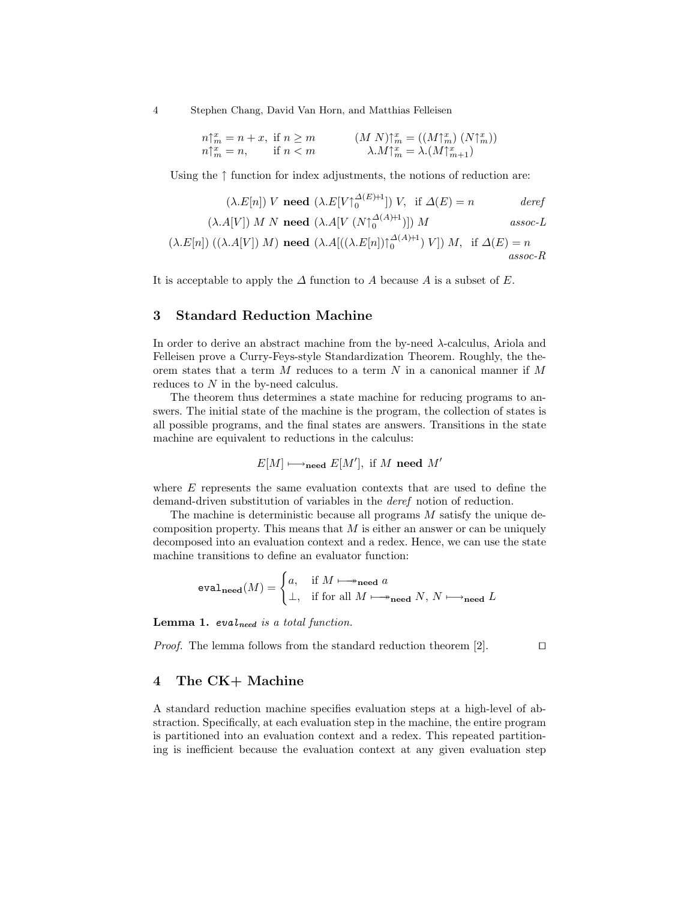$$n\uparrow^x_m = n + x, \text{ if } n \geq m \qquad (M\ N)\uparrow^x_m = ((M\uparrow^x_m)\ (N\uparrow^x_m))$$
$$n\uparrow^x_m = n, \qquad \text{if } n < m \qquad \lambda.M\uparrow^x_m = \lambda.(M\uparrow^x_{m+1})$$

Using the $\uparrow$ function for index adjustments, the notions of reduction are:

$$(\lambda.E[n])\ V \ \textbf{need}\ (\lambda.E[V\uparrow_0^{\Delta(E)+1}])\ V, \text{ if } \Delta(E) = n \qquad \textit{deref}$$

$$(\lambda.A[V])\ M\ N \ \textbf{need}\ (\lambda.A[V\ (N\uparrow_0^{\Delta(A)+1})])\ M \qquad \textit{assoc-L}$$

$$(\lambda.E[n])\ ((\lambda.A[V])\ M) \ \textbf{need}\ (\lambda.A[((\lambda.E[n])\uparrow_0^{\Delta(A)+1})\ V])\ M, \text{ if } \Delta(E) = n \qquad \textit{assoc-R}$$

It is acceptable to apply the $\Delta$ function to $A$ because $A$ is a subset of $E$.

## 3 Standard Reduction Machine

In order to derive an abstract machine from the by-need $\lambda$-calculus, Ariola and Felleisen prove a Curry-Feys-style Standardization Theorem. Roughly, the theorem states that a term $M$ reduces to a term $N$ in a canonical manner if $M$ reduces to $N$ in the by-need calculus.

The theorem thus determines a state machine for reducing programs to answers. The initial state of the machine is the program, the collection of states is all possible programs, and the final states are answers. Transitions in the state machine are equivalent to reductions in the calculus:

$$E[M] \longmapsto_{\textbf{need}} E[M'], \text{ if } M \ \textbf{need}\ M'$$

where $E$ represents the same evaluation contexts that are used to define the demand-driven substitution of variables in the *deref* notion of reduction.

The machine is deterministic because all programs $M$ satisfy the unique decomposition property. This means that $M$ is either an answer or can be uniquely decomposed into an evaluation context and a redex. Hence, we can use the state machine transitions to define an evaluator function:

$$\texttt{eval}_{\textbf{need}}(M) = \begin{cases} a, & \text{if } M \longmapsto\!\!\!\!\rightarrow_{\textbf{need}} a \\ \bot, & \text{if for all } M \longmapsto\!\!\!\!\rightarrow_{\textbf{need}} N,\ N \longmapsto_{\textbf{need}} L \end{cases}$$

**Lemma 1.** *$eval_{need}$ is a total function.*

*Proof.* The lemma follows from the standard reduction theorem [2]. □

## 4 The CK+ Machine

A standard reduction machine specifies evaluation steps at a high-level of abstraction. Specifically, at each evaluation step in the machine, the entire program is partitioned into an evaluation context and a redex. This repeated partitioning is inefficient because the evaluation context at any given evaluation step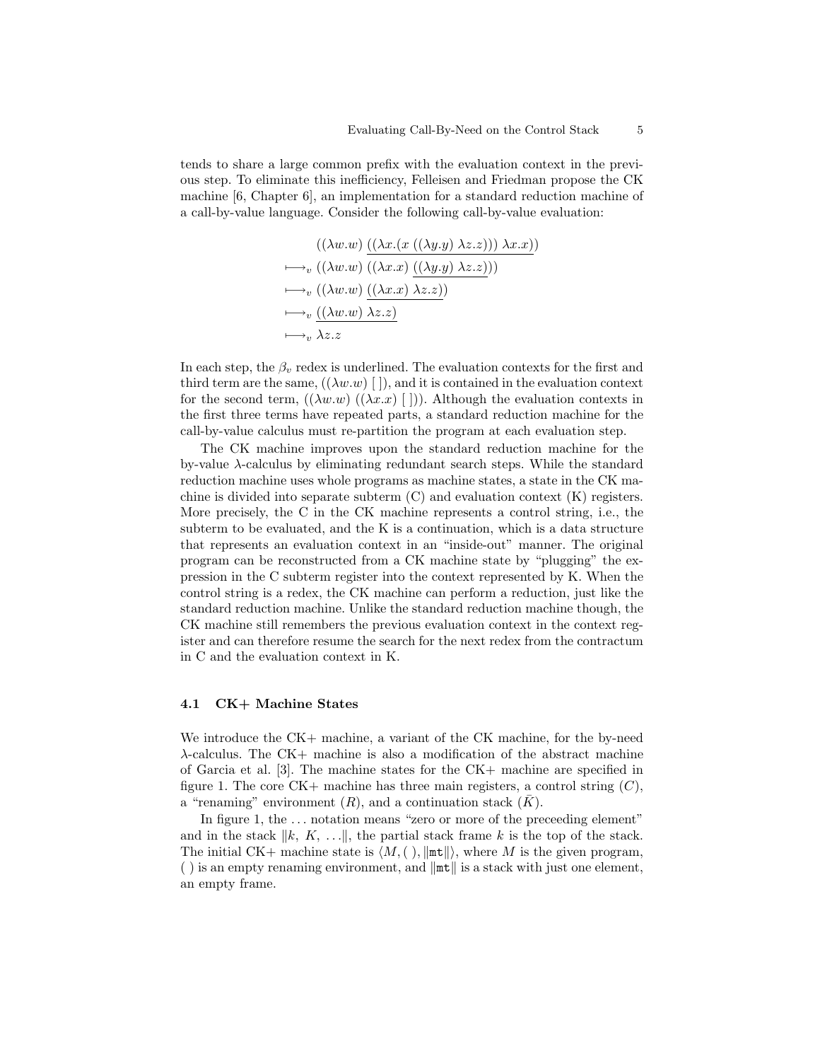tends to share a large common prefix with the evaluation context in the previous step. To eliminate this inefficiency, Felleisen and Friedman propose the CK machine [6, Chapter 6], an implementation for a standard reduction machine of a call-by-value language. Consider the following call-by-value evaluation:

$$
\begin{aligned}
&((\lambda w.w)\ \underline{((\lambda x.(x\ ((\lambda y.y)\ \lambda z.z)))\ \lambda x.x)})\\
\longmapsto_v\ &((\lambda w.w)\ ((\lambda x.x)\ \underline{((\lambda y.y)\ \lambda z.z)}))\\
\longmapsto_v\ &((\lambda w.w)\ \underline{((\lambda x.x)\ \lambda z.z)})\\
\longmapsto_v\ &\underline{((\lambda w.w)\ \lambda z.z)}\\
\longmapsto_v\ &\lambda z.z
\end{aligned}
$$

In each step, the $\beta_v$ redex is underlined. The evaluation contexts for the first and third term are the same, $((\lambda w.w)\ [\,])$, and it is contained in the evaluation context for the second term, $((\lambda w.w)\ ((\lambda x.x)\ [\,]))$. Although the evaluation contexts in the first three terms have repeated parts, a standard reduction machine for the call-by-value calculus must re-partition the program at each evaluation step.

The CK machine improves upon the standard reduction machine for the by-value $\lambda$-calculus by eliminating redundant search steps. While the standard reduction machine uses whole programs as machine states, a state in the CK machine is divided into separate subterm (C) and evaluation context (K) registers. More precisely, the C in the CK machine represents a control string, i.e., the subterm to be evaluated, and the K is a continuation, which is a data structure that represents an evaluation context in an "inside-out" manner. The original program can be reconstructed from a CK machine state by "plugging" the expression in the C subterm register into the context represented by K. When the control string is a redex, the CK machine can perform a reduction, just like the standard reduction machine. Unlike the standard reduction machine though, the CK machine still remembers the previous evaluation context in the context register and can therefore resume the search for the next redex from the contractum in C and the evaluation context in K.

### 4.1 CK+ Machine States

We introduce the CK+ machine, a variant of the CK machine, for the by-need $\lambda$-calculus. The CK+ machine is also a modification of the abstract machine of Garcia et al. [3]. The machine states for the CK+ machine are specified in figure 1. The core CK+ machine has three main registers, a control string $(C)$, a "renaming" environment $(R)$, and a continuation stack $(\bar{K})$.

In figure 1, the $\ldots$ notation means "zero or more of the preceeding element" and in the stack $\|k,\ K,\ \ldots\|$, the partial stack frame $k$ is the top of the stack. The initial CK+ machine state is $\langle M, (\,), \|\mathtt{mt}\|\rangle$, where $M$ is the given program, $(\,)$ is an empty renaming environment, and $\|\mathtt{mt}\|$ is a stack with just one element, an empty frame.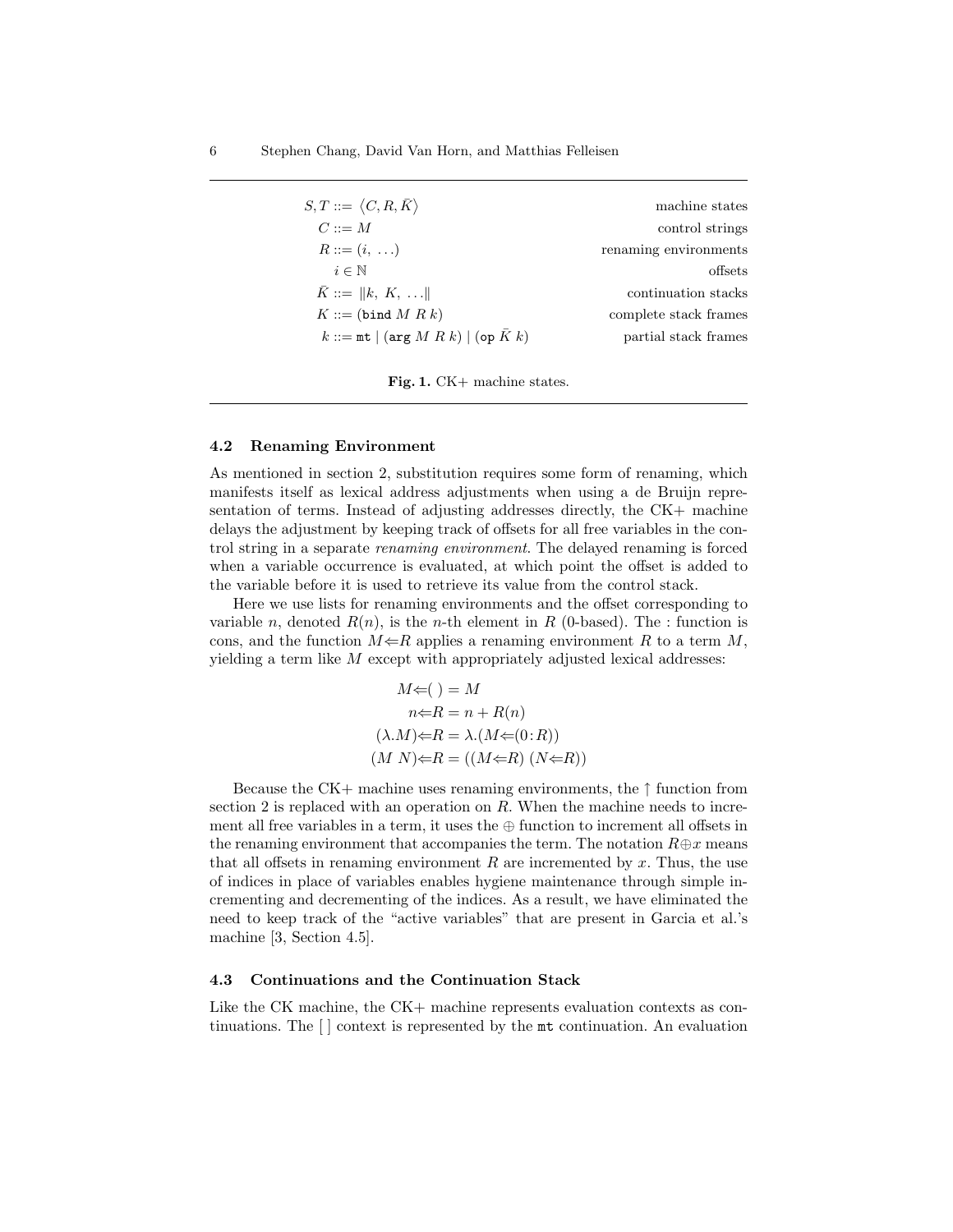| | | |
|---|---|---|
| $S, T ::= \langle C, R, \bar{K} \rangle$ | | machine states |
| $C ::= M$ | | control strings |
| $R ::= (i, \ \ldots)$ | | renaming environments |
| $i \in \mathbb{N}$ | | offsets |
| $\bar{K} ::= \| k, \ K, \ \ldots \|$ | | continuation stacks |
| $K ::= (\texttt{bind} \ M \ R \ k)$ | | complete stack frames |
| $k ::= \texttt{mt} \mid (\texttt{arg} \ M \ R \ k) \mid (\texttt{op} \ \bar{K} \ k)$ | | partial stack frames |

**Fig. 1.** CK+ machine states.

### 4.2 Renaming Environment

As mentioned in section 2, substitution requires some form of renaming, which manifests itself as lexical address adjustments when using a de Bruijn representation of terms. Instead of adjusting addresses directly, the CK+ machine delays the adjustment by keeping track of offsets for all free variables in the control string in a separate *renaming environment*. The delayed renaming is forced when a variable occurrence is evaluated, at which point the offset is added to the variable before it is used to retrieve its value from the control stack.

Here we use lists for renaming environments and the offset corresponding to variable $n$, denoted $R(n)$, is the $n$-th element in $R$ (0-based). The : function is cons, and the function $M \Leftarrow R$ applies a renaming environment $R$ to a term $M$, yielding a term like $M$ except with appropriately adjusted lexical addresses:

$$
\begin{aligned}
M \Leftarrow (\ ) &= M \\
n \Leftarrow R &= n + R(n) \\
(\lambda.M) \Leftarrow R &= \lambda.(M \Leftarrow (0 : R)) \\
(M \ N) \Leftarrow R &= ((M \Leftarrow R) \ (N \Leftarrow R))
\end{aligned}
$$

Because the CK+ machine uses renaming environments, the $\uparrow$ function from section 2 is replaced with an operation on $R$. When the machine needs to increment all free variables in a term, it uses the $\oplus$ function to increment all offsets in the renaming environment that accompanies the term. The notation $R \oplus x$ means that all offsets in renaming environment $R$ are incremented by $x$. Thus, the use of indices in place of variables enables hygiene maintenance through simple incrementing and decrementing of the indices. As a result, we have eliminated the need to keep track of the "active variables" that are present in Garcia et al.'s machine [3, Section 4.5].

### 4.3 Continuations and the Continuation Stack

Like the CK machine, the CK+ machine represents evaluation contexts as continuations. The [ ] context is represented by the `mt` continuation. An evaluation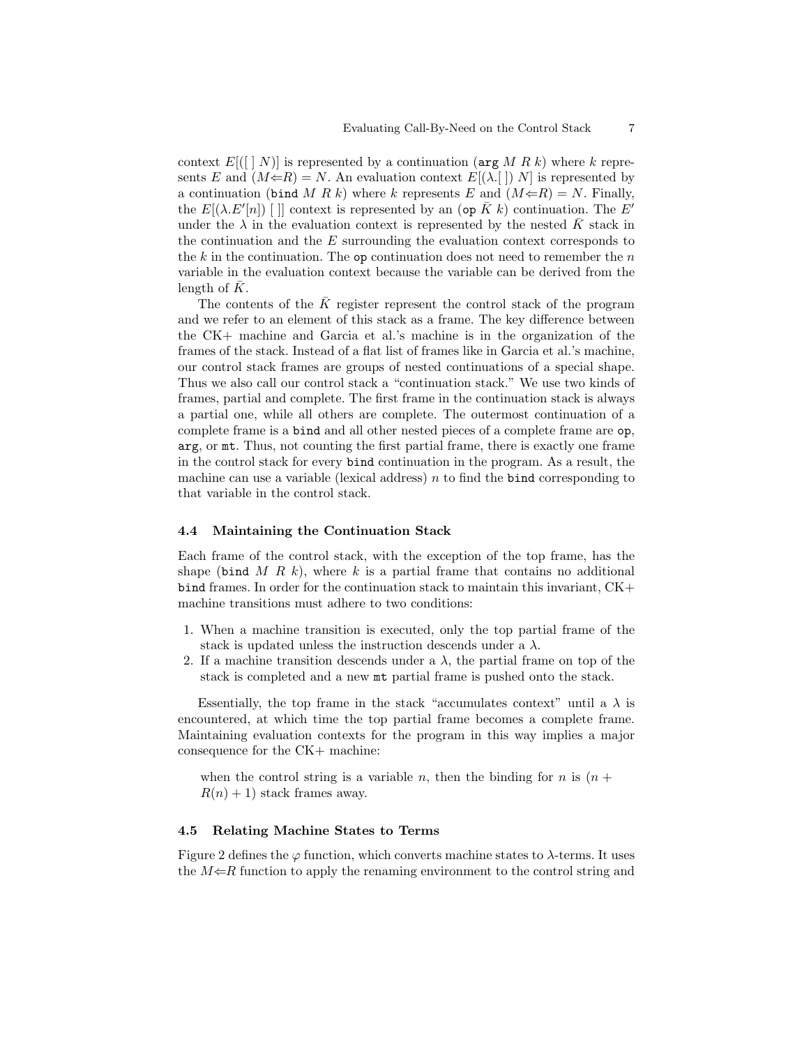context $E[([\,]\ N)]$ is represented by a continuation (arg $M$ $R$ $k$) where $k$ represents $E$ and $(M{\Leftarrow}R) = N$. An evaluation context $E[(\lambda.[\,])\ N]$ is represented by a continuation (bind $M$ $R$ $k$) where $k$ represents $E$ and $(M{\Leftarrow}R) = N$. Finally, the $E[(\lambda.E'[n])\ [\,]]$ context is represented by an (op $\bar{K}$ $k$) continuation. The $E'$ under the $\lambda$ in the evaluation context is represented by the nested $\bar{K}$ stack in the continuation and the $E$ surrounding the evaluation context corresponds to the $k$ in the continuation. The op continuation does not need to remember the $n$ variable in the evaluation context because the variable can be derived from the length of $\bar{K}$.

The contents of the $\bar{K}$ register represent the control stack of the program and we refer to an element of this stack as a frame. The key difference between the CK+ machine and Garcia et al.'s machine is in the organization of the frames of the stack. Instead of a flat list of frames like in Garcia et al.'s machine, our control stack frames are groups of nested continuations of a special shape. Thus we also call our control stack a "continuation stack." We use two kinds of frames, partial and complete. The first frame in the continuation stack is always a partial one, while all others are complete. The outermost continuation of a complete frame is a bind and all other nested pieces of a complete frame are op, arg, or mt. Thus, not counting the first partial frame, there is exactly one frame in the control stack for every bind continuation in the program. As a result, the machine can use a variable (lexical address) $n$ to find the bind corresponding to that variable in the control stack.

### 4.4 Maintaining the Continuation Stack

Each frame of the control stack, with the exception of the top frame, has the shape (bind $M$ $R$ $k$), where $k$ is a partial frame that contains no additional bind frames. In order for the continuation stack to maintain this invariant, CK+ machine transitions must adhere to two conditions:

1. When a machine transition is executed, only the top partial frame of the stack is updated unless the instruction descends under a $\lambda$.
2. If a machine transition descends under a $\lambda$, the partial frame on top of the stack is completed and a new mt partial frame is pushed onto the stack.

Essentially, the top frame in the stack "accumulates context" until a $\lambda$ is encountered, at which time the top partial frame becomes a complete frame. Maintaining evaluation contexts for the program in this way implies a major consequence for the CK+ machine:

> when the control string is a variable $n$, then the binding for $n$ is $(n + R(n) + 1)$ stack frames away.

### 4.5 Relating Machine States to Terms

Figure 2 defines the $\varphi$ function, which converts machine states to $\lambda$-terms. It uses the $M{\Leftarrow}R$ function to apply the renaming environment to the control string and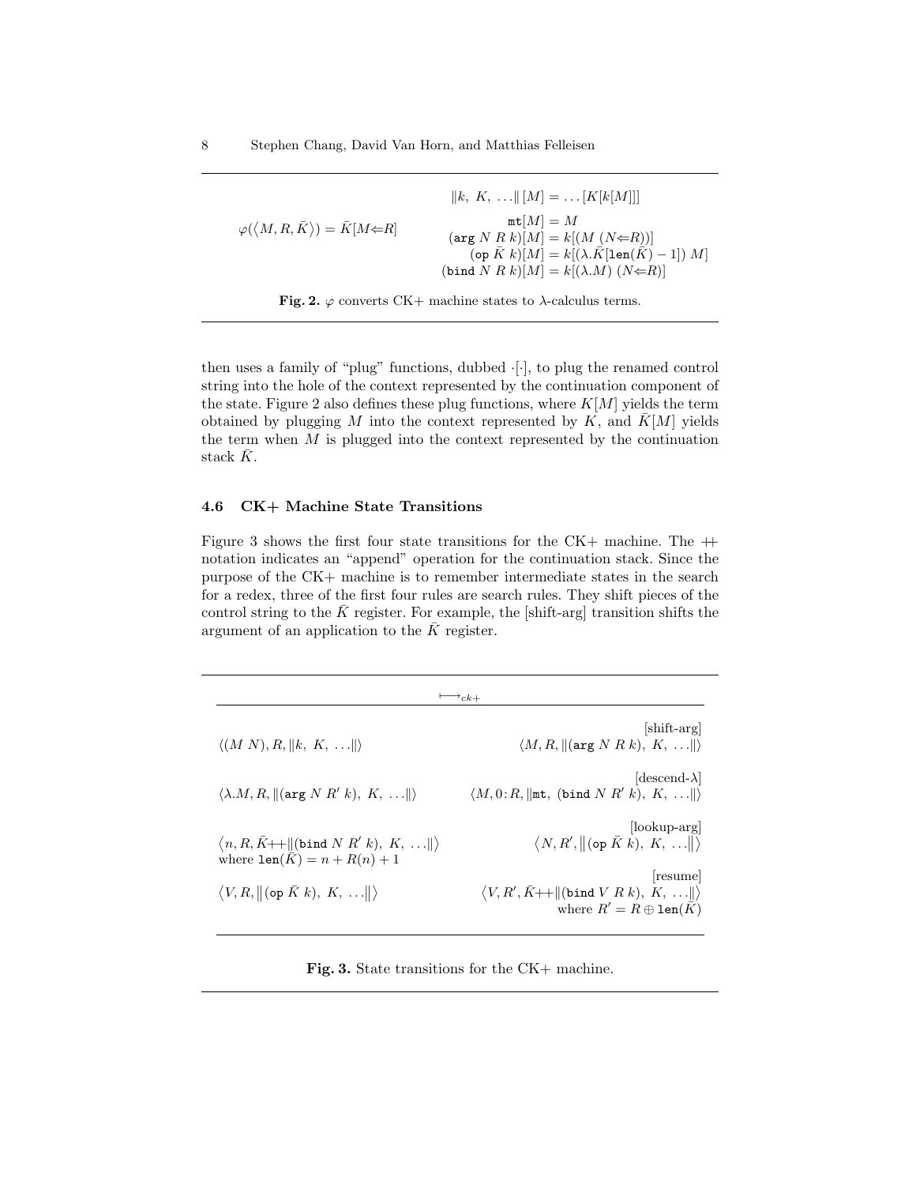$$\varphi(\langle M, R, \bar{K}\rangle) = \bar{K}[M \Leftarrow R]$$

$$\begin{aligned}
\|k,\ K,\ \ldots\|\,[M] &= \ldots[K[k[M]]] \\
\mathtt{mt}[M] &= M \\
(\mathtt{arg}\ N\ R\ k)[M] &= k[(M\ (N \Leftarrow R))] \\
(\mathtt{op}\ \bar{K}\ k)[M] &= k[(\lambda.\bar{K}[\mathtt{len}(\bar{K})-1])\ M] \\
(\mathtt{bind}\ N\ R\ k)[M] &= k[(\lambda.M)\ (N \Leftarrow R)]
\end{aligned}$$

**Fig. 2.** $\varphi$ converts CK+ machine states to $\lambda$-calculus terms.

then uses a family of "plug" functions, dubbed $\cdot[\cdot]$, to plug the renamed control string into the hole of the context represented by the continuation component of the state. Figure 2 also defines these plug functions, where $K[M]$ yields the term obtained by plugging $M$ into the context represented by $K$, and $\bar{K}[M]$ yields the term when $M$ is plugged into the context represented by the continuation stack $\bar{K}$.

### 4.6 CK+ Machine State Transitions

Figure 3 shows the first four state transitions for the CK+ machine. The $+\!\!+$ notation indicates an "append" operation for the continuation stack. Since the purpose of the CK+ machine is to remember intermediate states in the search for a redex, three of the first four rules are search rules. They shift pieces of the control string to the $\bar{K}$ register. For example, the [shift-arg] transition shifts the argument of an application to the $\bar{K}$ register.

$$\longmapsto_{ck+}$$

$$\langle (M\ N), R, \|k,\ K,\ \ldots\|\rangle \quad \longmapsto \quad \langle M, R, \|(\mathtt{arg}\ N\ R\ k),\ K,\ \ldots\|\rangle \qquad \text{[shift-arg]}$$

$$\langle \lambda.M, R, \|(\mathtt{arg}\ N\ R'\ k),\ K,\ \ldots\|\rangle \quad \longmapsto \quad \langle M, 0\!:\!R, \|\mathtt{mt},\ (\mathtt{bind}\ N\ R'\ k),\ K,\ \ldots\|\rangle \qquad \text{[descend-}\lambda\text{]}$$

$$\langle n, R, \bar{K}+\!\!+\|(\mathtt{bind}\ N\ R'\ k),\ K,\ \ldots\|\rangle \quad \longmapsto \quad \langle N, R', \|(\mathtt{op}\ \bar{K}\ k),\ K,\ \ldots\|\rangle \qquad \text{[lookup-arg]}$$
where $\mathtt{len}(\bar{K}) = n + R(n) + 1$

$$\langle V, R, \|(\mathtt{op}\ \bar{K}\ k),\ K,\ \ldots\|\rangle \quad \longmapsto \quad \langle V, R', \bar{K}+\!\!+\|(\mathtt{bind}\ V\ R\ k),\ K,\ \ldots\|\rangle \qquad \text{[resume]}$$
where $R' = R \oplus \mathtt{len}(\bar{K})$

**Fig. 3.** State transitions for the CK+ machine.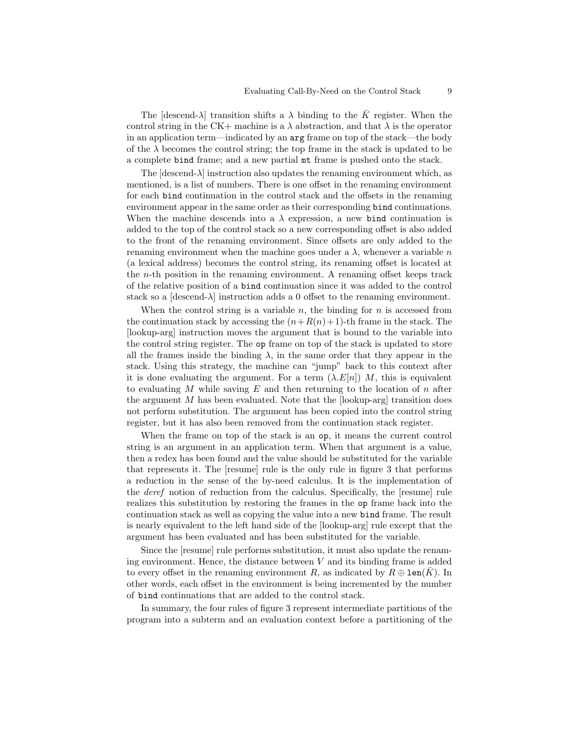The [descend-$\lambda$] transition shifts a $\lambda$ binding to the $\bar{K}$ register. When the control string in the CK+ machine is a $\lambda$ abstraction, and that $\lambda$ is the operator in an application term—indicated by an `arg` frame on top of the stack—the body of the $\lambda$ becomes the control string; the top frame in the stack is updated to be a complete `bind` frame; and a new partial `mt` frame is pushed onto the stack.

The [descend-$\lambda$] instruction also updates the renaming environment which, as mentioned, is a list of numbers. There is one offset in the renaming environment for each `bind` continuation in the control stack and the offsets in the renaming environment appear in the same order as their corresponding `bind` continuations. When the machine descends into a $\lambda$ expression, a new `bind` continuation is added to the top of the control stack so a new corresponding offset is also added to the front of the renaming environment. Since offsets are only added to the renaming environment when the machine goes under a $\lambda$, whenever a variable $n$ (a lexical address) becomes the control string, its renaming offset is located at the $n$-th position in the renaming environment. A renaming offset keeps track of the relative position of a `bind` continuation since it was added to the control stack so a [descend-$\lambda$] instruction adds a 0 offset to the renaming environment.

When the control string is a variable $n$, the binding for $n$ is accessed from the continuation stack by accessing the $(n+R(n)+1)$-th frame in the stack. The [lookup-arg] instruction moves the argument that is bound to the variable into the control string register. The `op` frame on top of the stack is updated to store all the frames inside the binding $\lambda$, in the same order that they appear in the stack. Using this strategy, the machine can "jump" back to this context after it is done evaluating the argument. For a term $(\lambda.E[n])\ M$, this is equivalent to evaluating $M$ while saving $E$ and then returning to the location of $n$ after the argument $M$ has been evaluated. Note that the [lookup-arg] transition does not perform substitution. The argument has been copied into the control string register, but it has also been removed from the continuation stack register.

When the frame on top of the stack is an `op`, it means the current control string is an argument in an application term. When that argument is a value, then a redex has been found and the value should be substituted for the variable that represents it. The [resume] rule is the only rule in figure 3 that performs a reduction in the sense of the by-need calculus. It is the implementation of the *deref* notion of reduction from the calculus. Specifically, the [resume] rule realizes this substitution by restoring the frames in the `op` frame back into the continuation stack as well as copying the value into a new `bind` frame. The result is nearly equivalent to the left hand side of the [lookup-arg] rule except that the argument has been evaluated and has been substituted for the variable.

Since the [resume] rule performs substitution, it must also update the renaming environment. Hence, the distance between $V$ and its binding frame is added to every offset in the renaming environment $R$, as indicated by $R \oplus \texttt{len}(\bar{K})$. In other words, each offset in the environment is being incremented by the number of `bind` continuations that are added to the control stack.

In summary, the four rules of figure 3 represent intermediate partitions of the program into a subterm and an evaluation context before a partitioning of the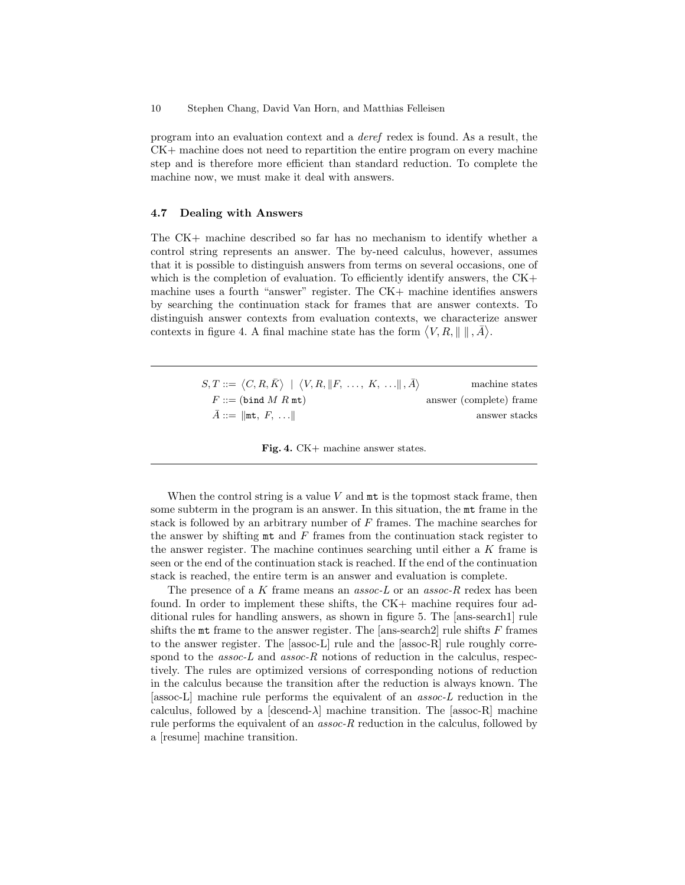program into an evaluation context and a *deref* redex is found. As a result, the CK+ machine does not need to repartition the entire program on every machine step and is therefore more efficient than standard reduction. To complete the machine now, we must make it deal with answers.

### 4.7 Dealing with Answers

The CK+ machine described so far has no mechanism to identify whether a control string represents an answer. The by-need calculus, however, assumes that it is possible to distinguish answers from terms on several occasions, one of which is the completion of evaluation. To efficiently identify answers, the CK+ machine uses a fourth "answer" register. The CK+ machine identifies answers by searching the continuation stack for frames that are answer contexts. To distinguish answer contexts from evaluation contexts, we characterize answer contexts in figure 4. A final machine state has the form $\langle V, R, \| \,\|, \bar{A} \rangle$.

$$
\begin{array}{lr}
S, T ::= \langle C, R, \bar{K} \rangle \mid \langle V, R, \| F,\ \ldots,\ K,\ \ldots \|, \bar{A} \rangle & \text{machine states} \\
F ::= (\texttt{bind}\ M\ R\ \texttt{mt}) & \text{answer (complete) frame} \\
\bar{A} ::= \| \texttt{mt},\ F,\ \ldots \| & \text{answer stacks}
\end{array}
$$

**Fig. 4.** CK+ machine answer states.

When the control string is a value $V$ and `mt` is the topmost stack frame, then some subterm in the program is an answer. In this situation, the `mt` frame in the stack is followed by an arbitrary number of $F$ frames. The machine searches for the answer by shifting `mt` and $F$ frames from the continuation stack register to the answer register. The machine continues searching until either a $K$ frame is seen or the end of the continuation stack is reached. If the end of the continuation stack is reached, the entire term is an answer and evaluation is complete.

The presence of a $K$ frame means an *assoc-L* or an *assoc-R* redex has been found. In order to implement these shifts, the CK+ machine requires four additional rules for handling answers, as shown in figure 5. The [ans-search1] rule shifts the `mt` frame to the answer register. The [ans-search2] rule shifts $F$ frames to the answer register. The [assoc-L] rule and the [assoc-R] rule roughly correspond to the *assoc-L* and *assoc-R* notions of reduction in the calculus, respectively. The rules are optimized versions of corresponding notions of reduction in the calculus because the transition after the reduction is always known. The [assoc-L] machine rule performs the equivalent of an *assoc-L* reduction in the calculus, followed by a [descend-$\lambda$] machine transition. The [assoc-R] machine rule performs the equivalent of an *assoc-R* reduction in the calculus, followed by a [resume] machine transition.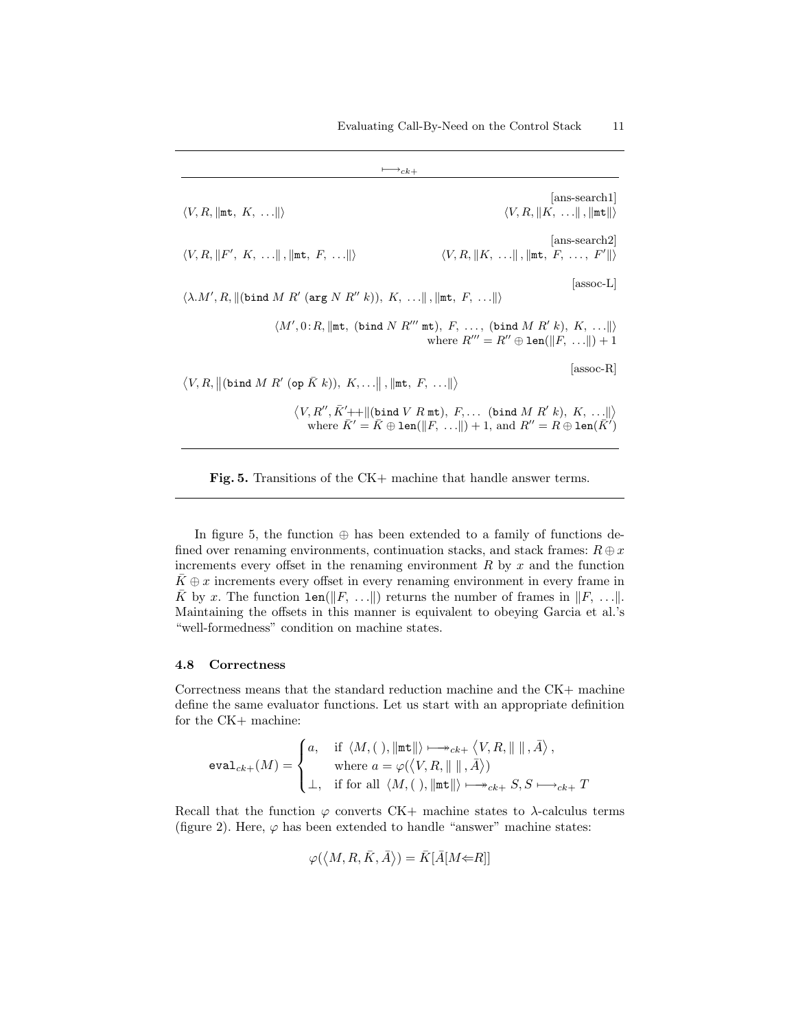$$\longmapsto_{ck+}$$

[ans-search1]

$$\langle V, R, \|\texttt{mt},\ K,\ \ldots\|\rangle \qquad \langle V, R, \|K,\ \ldots\|, \|\texttt{mt}\|\rangle$$

[ans-search2]

$$\langle V, R, \|F',\ K,\ \ldots\|, \|\texttt{mt},\ F,\ \ldots\|\rangle \qquad \langle V, R, \|K,\ \ldots\|, \|\texttt{mt},\ F,\ \ldots,\ F'\|\rangle$$

[assoc-L]

$$\langle \lambda.M', R, \|(\texttt{bind}\ M\ R'\ (\texttt{arg}\ N\ R''\ k)),\ K,\ \ldots\|, \|\texttt{mt},\ F,\ \ldots\|\rangle$$

$$\langle M', 0\!:\!R, \|\texttt{mt},\ (\texttt{bind}\ N\ R'''\ \texttt{mt}),\ F,\ \ldots,\ (\texttt{bind}\ M\ R'\ k),\ K,\ \ldots\|\rangle$$

where $R''' = R'' \oplus \texttt{len}(\|F,\ \ldots\|) + 1$

[assoc-R]

$$\left\langle V, R, \left\|(\texttt{bind}\ M\ R'\ (\texttt{op}\ \bar{K}\ k)),\ K, \ldots\right\|, \|\texttt{mt},\ F,\ \ldots\|\right\rangle$$

$$\left\langle V, R'', \bar{K}'{+\!\!+}\|(\texttt{bind}\ V\ R\ \texttt{mt}),\ F, \ldots\ (\texttt{bind}\ M\ R'\ k),\ K,\ \ldots\|\right\rangle$$

where $\bar{K}' = \bar{K} \oplus \texttt{len}(\|F,\ \ldots\|) + 1$, and $R'' = R \oplus \texttt{len}(\bar{K}')$

**Fig. 5.** Transitions of the CK+ machine that handle answer terms.

In figure 5, the function $\oplus$ has been extended to a family of functions defined over renaming environments, continuation stacks, and stack frames: $R \oplus x$ increments every offset in the renaming environment $R$ by $x$ and the function $\bar{K} \oplus x$ increments every offset in every renaming environment in every frame in $\bar{K}$ by $x$. The function $\texttt{len}(\|F,\ \ldots\|)$ returns the number of frames in $\|F,\ \ldots\|$. Maintaining the offsets in this manner is equivalent to obeying Garcia et al.'s "well-formedness" condition on machine states.

### 4.8 Correctness

Correctness means that the standard reduction machine and the CK+ machine define the same evaluator functions. Let us start with an appropriate definition for the CK+ machine:

$$\texttt{eval}_{ck+}(M) = \begin{cases} a, & \text{if } \langle M, (\,), \|\texttt{mt}\|\rangle \longmapsto\!\!\!\!\!\rightarrow_{ck+} \left\langle V, R, \|\ \|, \bar{A}\right\rangle, \\ & \text{where } a = \varphi(\left\langle V, R, \|\ \|, \bar{A}\right\rangle) \\ \bot, & \text{if for all } \langle M, (\,), \|\texttt{mt}\|\rangle \longmapsto\!\!\!\!\!\rightarrow_{ck+} S, S \longmapsto_{ck+} T \end{cases}$$

Recall that the function $\varphi$ converts CK+ machine states to $\lambda$-calculus terms (figure 2). Here, $\varphi$ has been extended to handle "answer" machine states:

$$\varphi(\left\langle M, R, \bar{K}, \bar{A}\right\rangle) = \bar{K}[\bar{A}[M \Leftarrow R]]$$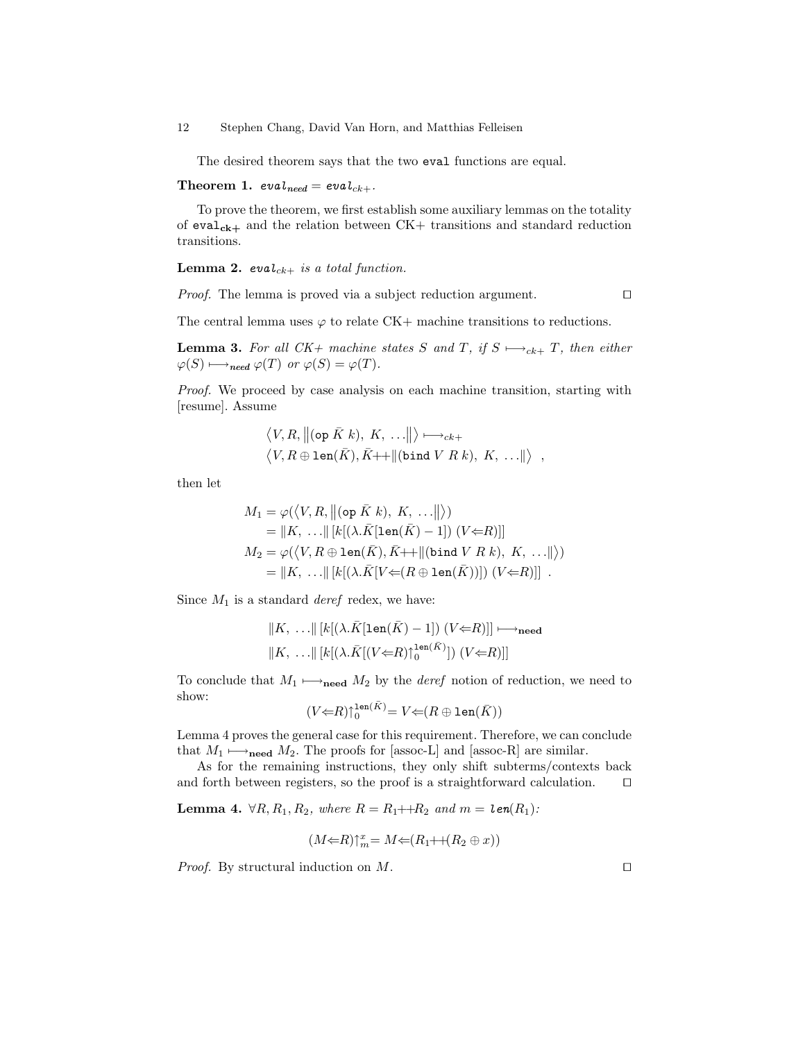The desired theorem says that the two `eval` functions are equal.

**Theorem 1.** $eval_{need} = eval_{ck+}$.

To prove the theorem, we first establish some auxiliary lemmas on the totality of $\texttt{eval}_{\textbf{ck+}}$ and the relation between CK+ transitions and standard reduction transitions.

**Lemma 2.** *$eval_{ck+}$ is a total function.*

*Proof.* The lemma is proved via a subject reduction argument. □

The central lemma uses $\varphi$ to relate CK+ machine transitions to reductions.

**Lemma 3.** *For all CK+ machine states $S$ and $T$, if $S \longmapsto_{ck+} T$, then either $\varphi(S) \longmapsto_{need} \varphi(T)$ or $\varphi(S) = \varphi(T)$.*

*Proof.* We proceed by case analysis on each machine transition, starting with [resume]. Assume

$$\begin{array}{l}\left\langle V, R, \left\|(\texttt{op}\ \bar{K}\ k),\ K,\ \ldots\right\|\right\rangle \longmapsto_{ck+} \\ \left\langle V, R \oplus \texttt{len}(\bar{K}), \bar{K}{+\!\!+}\|(\texttt{bind}\ V\ R\ k),\ K,\ \ldots\|\right\rangle\end{array} ,$$

then let

$$\begin{aligned} M_1 &= \varphi(\left\langle V, R, \left\|(\texttt{op}\ \bar{K}\ k),\ K,\ \ldots\right\|\right\rangle) \\ &= \|K,\ \ldots\|\,[k[(\lambda.\bar{K}[\texttt{len}(\bar{K})-1])\ (V{\Leftarrow}R)]] \\ M_2 &= \varphi(\left\langle V, R \oplus \texttt{len}(\bar{K}), \bar{K}{+\!\!+}\|(\texttt{bind}\ V\ R\ k),\ K,\ \ldots\|\right\rangle) \\ &= \|K,\ \ldots\|\,[k[(\lambda.\bar{K}[V{\Leftarrow}(R \oplus \texttt{len}(\bar{K}))])\ (V{\Leftarrow}R)]]\ . \end{aligned}$$

Since $M_1$ is a standard *deref* redex, we have:

$$\begin{array}{l}\|K,\ \ldots\|\,[k[(\lambda.\bar{K}[\texttt{len}(\bar{K})-1])\ (V{\Leftarrow}R)]] \longmapsto_{\textbf{need}} \\ \|K,\ \ldots\|\,[k[(\lambda.\bar{K}[(V{\Leftarrow}R){\uparrow}_0^{\texttt{len}(\bar{K})}])\ (V{\Leftarrow}R)]]\end{array}$$

To conclude that $M_1 \longmapsto_{\textbf{need}} M_2$ by the *deref* notion of reduction, we need to show:

$$(V{\Leftarrow}R){\uparrow}_0^{\texttt{len}(\bar{K})} = V{\Leftarrow}(R \oplus \texttt{len}(\bar{K}))$$

Lemma 4 proves the general case for this requirement. Therefore, we can conclude that $M_1 \longmapsto_{\textbf{need}} M_2$. The proofs for [assoc-L] and [assoc-R] are similar.

As for the remaining instructions, they only shift subterms/contexts back and forth between registers, so the proof is a straightforward calculation. □

**Lemma 4.** $\forall R, R_1, R_2$*, where* $R = R_1{+\!\!+}R_2$ *and* $m = \texttt{len}(R_1)$*:*

$$(M{\Leftarrow}R){\uparrow}_m^x = M{\Leftarrow}(R_1{+\!\!+}(R_2 \oplus x))$$

*Proof.* By structural induction on $M$. □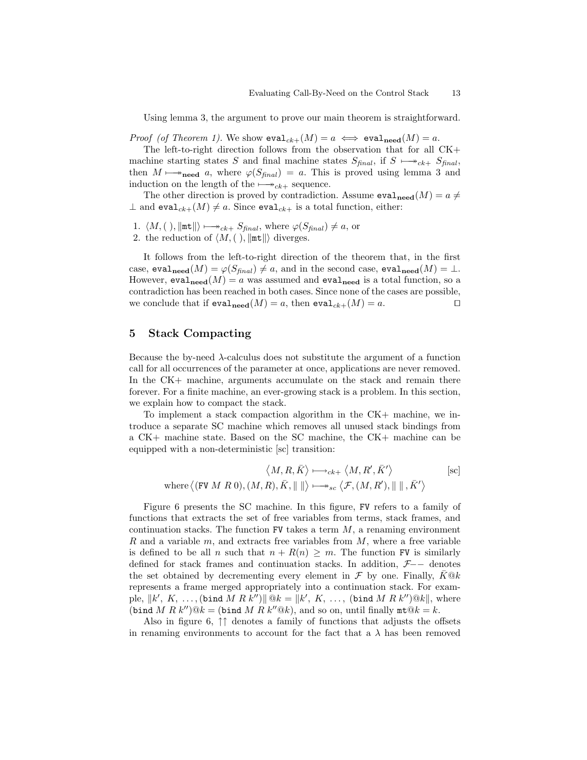Using lemma 3, the argument to prove our main theorem is straightforward.

*Proof (of Theorem 1).* We show $\mathtt{eval}_{ck+}(M) = a \iff \mathtt{eval}_{\mathbf{need}}(M) = a$.

The left-to-right direction follows from the observation that for all CK+ machine starting states $S$ and final machine states $S_{\mathit{final}}$, if $S \longmapsto\!\!\!\!\rightarrow_{ck+} S_{\mathit{final}}$, then $M \longmapsto\!\!\!\!\rightarrow_{\mathbf{need}} a$, where $\varphi(S_{\mathit{final}}) = a$. This is proved using lemma 3 and induction on the length of the $\longmapsto\!\!\!\!\rightarrow_{ck+}$ sequence.

The other direction is proved by contradiction. Assume $\mathtt{eval}_{\mathbf{need}}(M) = a \neq \bot$ and $\mathtt{eval}_{ck+}(M) \neq a$. Since $\mathtt{eval}_{ck+}$ is a total function, either:

1. $\langle M, (\,), \|\mathtt{mt}\|\rangle \longmapsto\!\!\!\!\rightarrow_{ck+} S_{\mathit{final}}$, where $\varphi(S_{\mathit{final}}) \neq a$, or
2. the reduction of $\langle M, (\,), \|\mathtt{mt}\|\rangle$ diverges.

It follows from the left-to-right direction of the theorem that, in the first case, $\mathtt{eval}_{\mathbf{need}}(M) = \varphi(S_{\mathit{final}}) \neq a$, and in the second case, $\mathtt{eval}_{\mathbf{need}}(M) = \bot$. However, $\mathtt{eval}_{\mathbf{need}}(M) = a$ was assumed and $\mathtt{eval}_{\mathbf{need}}$ is a total function, so a contradiction has been reached in both cases. Since none of the cases are possible, we conclude that if $\mathtt{eval}_{\mathbf{need}}(M) = a$, then $\mathtt{eval}_{ck+}(M) = a$. ◻

## 5 Stack Compacting

Because the by-need $\lambda$-calculus does not substitute the argument of a function call for all occurrences of the parameter at once, applications are never removed. In the CK+ machine, arguments accumulate on the stack and remain there forever. For a finite machine, an ever-growing stack is a problem. In this section, we explain how to compact the stack.

To implement a stack compaction algorithm in the CK+ machine, we introduce a separate SC machine which removes all unused stack bindings from a CK+ machine state. Based on the SC machine, the CK+ machine can be equipped with a non-deterministic [sc] transition:

$$\langle M, R, \bar{K}\rangle \longmapsto_{ck+} \langle M, R', \bar{K}'\rangle \qquad \text{[sc]}$$
$$\text{where}\,\langle (\mathtt{FV}\ M\ R\ 0), (M, R), \bar{K}, \|\,\|\rangle \longmapsto\!\!\!\!\rightarrow_{sc} \langle \mathcal{F}, (M, R'), \|\,\|, \bar{K}'\rangle$$

Figure 6 presents the SC machine. In this figure, $\mathtt{FV}$ refers to a family of functions that extracts the set of free variables from terms, stack frames, and continuation stacks. The function $\mathtt{FV}$ takes a term $M$, a renaming environment $R$ and a variable $m$, and extracts free variables from $M$, where a free variable is defined to be all $n$ such that $n + R(n) \geq m$. The function $\mathtt{FV}$ is similarly defined for stack frames and continuation stacks. In addition, $\mathcal{F}$−− denotes the set obtained by decrementing every element in $\mathcal{F}$ by one. Finally, $\bar{K}@k$ represents a frame merged appropriately into a continuation stack. For example, $\|k',\ K,\ \ldots, (\mathtt{bind}\ M\ R\ k'')\|\,@k = \|k',\ K,\ \ldots,\ (\mathtt{bind}\ M\ R\ k'')@k\|$, where $(\mathtt{bind}\ M\ R\ k'')@k = (\mathtt{bind}\ M\ R\ k''@k)$, and so on, until finally $\mathtt{mt}@k = k$.

Also in figure 6, $\uparrow\uparrow$ denotes a family of functions that adjusts the offsets in renaming environments to account for the fact that a $\lambda$ has been removed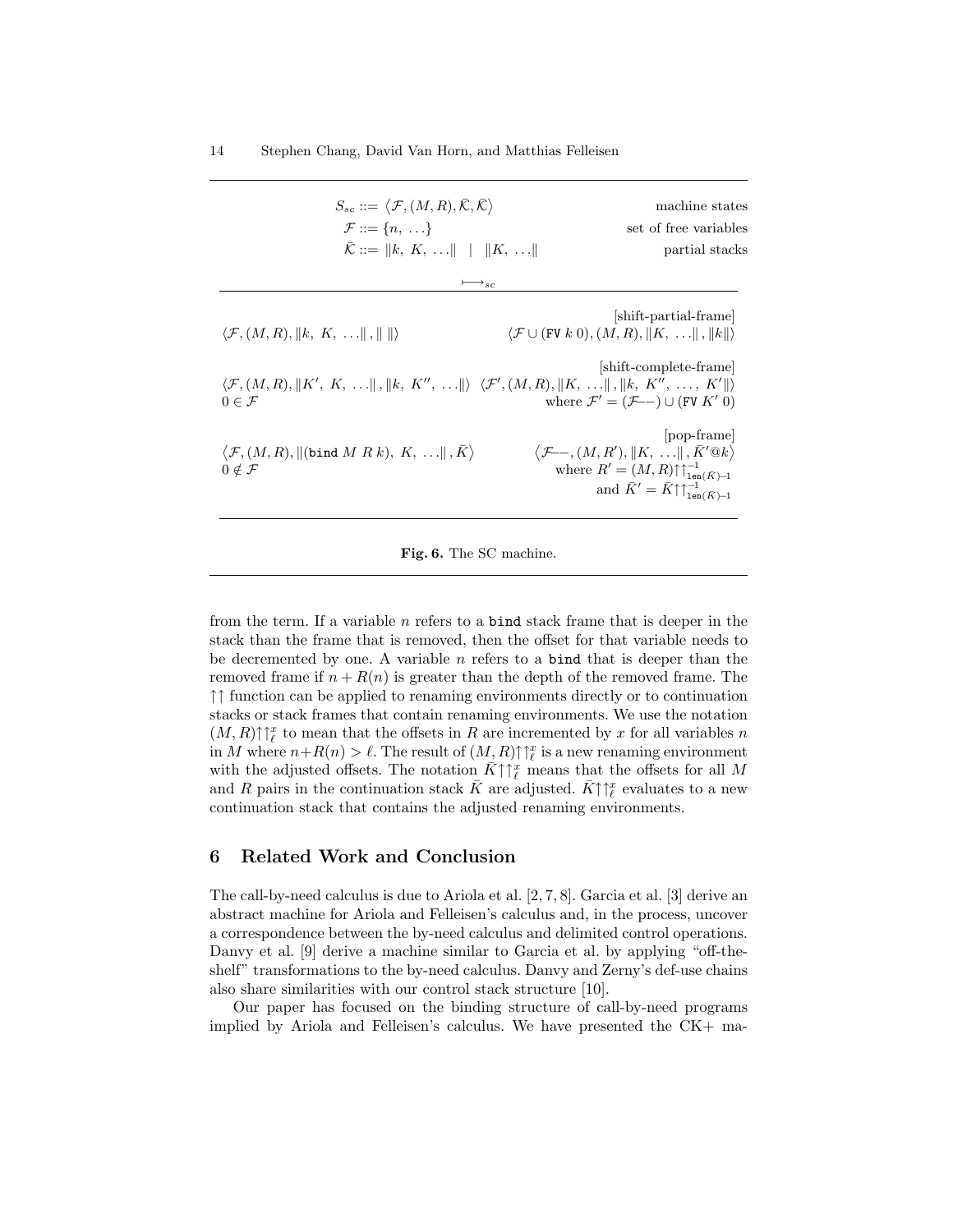$$
\begin{array}{lr}
S_{sc} ::= \langle \mathcal{F}, (M,R), \bar{\mathcal{K}}, \bar{\mathcal{K}} \rangle & \text{machine states} \\
\mathcal{F} ::= \{n,\ \ldots\} & \text{set of free variables} \\
\bar{\mathcal{K}} ::= \|k,\ K,\ \ldots\| \ \ |\ \ \|K,\ \ldots\| & \text{partial stacks}
\end{array}
$$

$\longmapsto_{sc}$

[shift-partial-frame]

$$\langle \mathcal{F}, (M,R), \|k,\ K,\ \ldots\|, \|\ \| \rangle \quad \langle \mathcal{F} \cup (\texttt{FV}\ k\ 0), (M,R), \|K,\ \ldots\|, \|k\| \rangle$$

[shift-complete-frame]

$$\langle \mathcal{F}, (M,R), \|K',\ K,\ \ldots\|, \|k,\ K'',\ \ldots\| \rangle \quad \langle \mathcal{F}', (M,R), \|K,\ \ldots\|, \|k,\ K'',\ \ldots,\ K'\| \rangle$$

$0 \in \mathcal{F}$ where $\mathcal{F}' = (\mathcal{F}{-}{-}) \cup (\texttt{FV}\ K'\ 0)$

[pop-frame]

$$\langle \mathcal{F}, (M,R), \|(\texttt{bind}\ M\ R\ k),\ K,\ \ldots\|, \bar{K} \rangle \quad \langle \mathcal{F}{-}{-}, (M,R'), \|K,\ \ldots\|, \bar{K}'@k \rangle$$

$0 \notin \mathcal{F}$ where $R' = (M,R)\uparrow\uparrow^{-1}_{\texttt{len}(\bar{K})-1}$ and $\bar{K}' = \bar{K}\uparrow\uparrow^{-1}_{\texttt{len}(\bar{K})-1}$

**Fig. 6.** The SC machine.

from the term. If a variable $n$ refers to a `bind` stack frame that is deeper in the stack than the frame that is removed, then the offset for that variable needs to be decremented by one. A variable $n$ refers to a `bind` that is deeper than the removed frame if $n + R(n)$ is greater than the depth of the removed frame. The $\uparrow\uparrow$ function can be applied to renaming environments directly or to continuation stacks or stack frames that contain renaming environments. We use the notation $(M,R)\uparrow\uparrow^{x}_{\ell}$ to mean that the offsets in $R$ are incremented by $x$ for all variables $n$ in $M$ where $n+R(n) > \ell$. The result of $(M,R)\uparrow\uparrow^{x}_{\ell}$ is a new renaming environment with the adjusted offsets. The notation $\bar{K}\uparrow\uparrow^{x}_{\ell}$ means that the offsets for all $M$ and $R$ pairs in the continuation stack $\bar{K}$ are adjusted. $\bar{K}\uparrow\uparrow^{x}_{\ell}$ evaluates to a new continuation stack that contains the adjusted renaming environments.

## 6 Related Work and Conclusion

The call-by-need calculus is due to Ariola et al. [2, 7, 8]. Garcia et al. [3] derive an abstract machine for Ariola and Felleisen's calculus and, in the process, uncover a correspondence between the by-need calculus and delimited control operations. Danvy et al. [9] derive a machine similar to Garcia et al. by applying "off-the-shelf" transformations to the by-need calculus. Danvy and Zerny's def-use chains also share similarities with our control stack structure [10].

Our paper has focused on the binding structure of call-by-need programs implied by Ariola and Felleisen's calculus. We have presented the CK+ ma-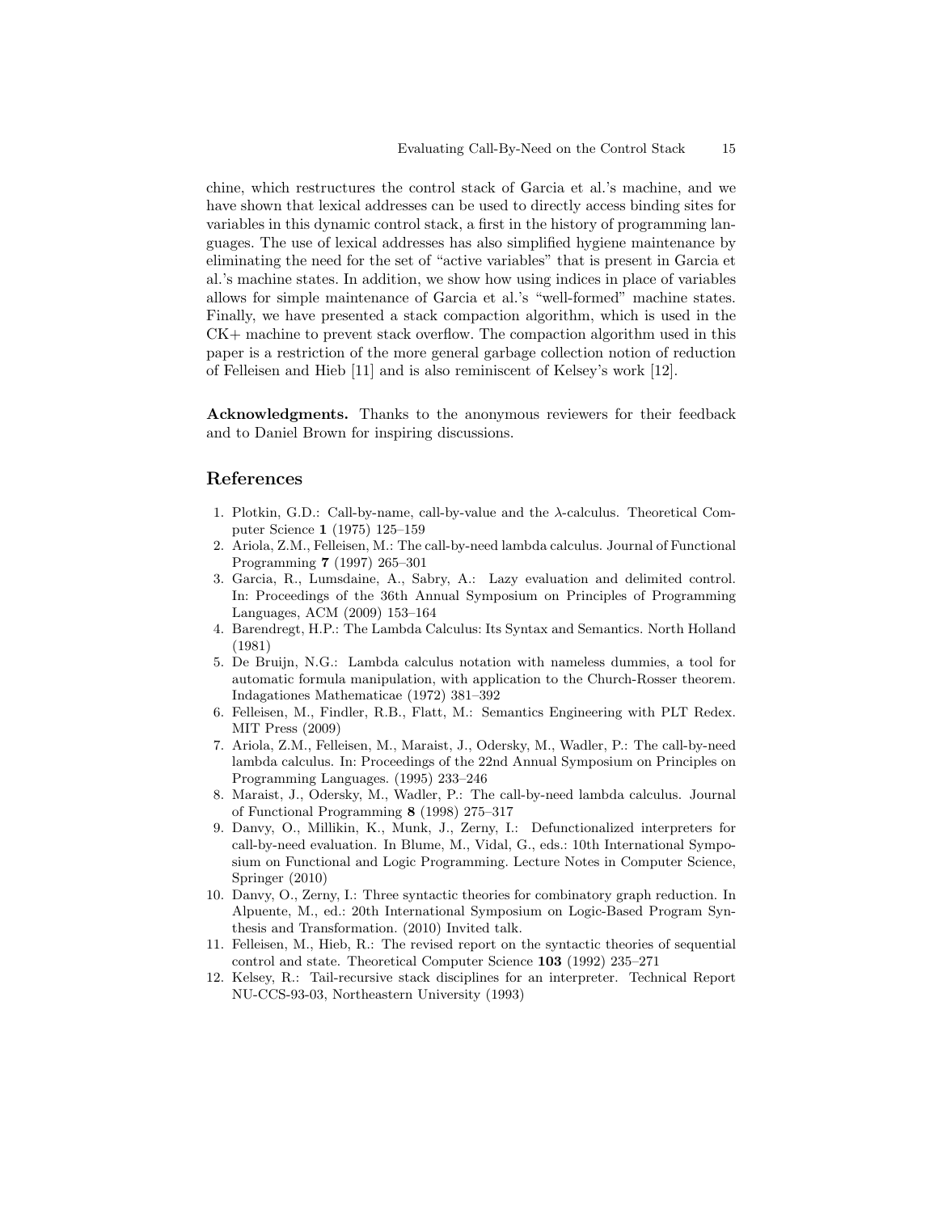chine, which restructures the control stack of Garcia et al.'s machine, and we have shown that lexical addresses can be used to directly access binding sites for variables in this dynamic control stack, a first in the history of programming languages. The use of lexical addresses has also simplified hygiene maintenance by eliminating the need for the set of "active variables" that is present in Garcia et al.'s machine states. In addition, we show how using indices in place of variables allows for simple maintenance of Garcia et al.'s "well-formed" machine states. Finally, we have presented a stack compaction algorithm, which is used in the CK+ machine to prevent stack overflow. The compaction algorithm used in this paper is a restriction of the more general garbage collection notion of reduction of Felleisen and Hieb [11] and is also reminiscent of Kelsey's work [12].

**Acknowledgments.** Thanks to the anonymous reviewers for their feedback and to Daniel Brown for inspiring discussions.

## References

1. Plotkin, G.D.: Call-by-name, call-by-value and the $\lambda$-calculus. Theoretical Computer Science **1** (1975) 125–159
2. Ariola, Z.M., Felleisen, M.: The call-by-need lambda calculus. Journal of Functional Programming **7** (1997) 265–301
3. Garcia, R., Lumsdaine, A., Sabry, A.: Lazy evaluation and delimited control. In: Proceedings of the 36th Annual Symposium on Principles of Programming Languages, ACM (2009) 153–164
4. Barendregt, H.P.: The Lambda Calculus: Its Syntax and Semantics. North Holland (1981)
5. De Bruijn, N.G.: Lambda calculus notation with nameless dummies, a tool for automatic formula manipulation, with application to the Church-Rosser theorem. Indagationes Mathematicae (1972) 381–392
6. Felleisen, M., Findler, R.B., Flatt, M.: Semantics Engineering with PLT Redex. MIT Press (2009)
7. Ariola, Z.M., Felleisen, M., Maraist, J., Odersky, M., Wadler, P.: The call-by-need lambda calculus. In: Proceedings of the 22nd Annual Symposium on Principles on Programming Languages. (1995) 233–246
8. Maraist, J., Odersky, M., Wadler, P.: The call-by-need lambda calculus. Journal of Functional Programming **8** (1998) 275–317
9. Danvy, O., Millikin, K., Munk, J., Zerny, I.: Defunctionalized interpreters for call-by-need evaluation. In Blume, M., Vidal, G., eds.: 10th International Symposium on Functional and Logic Programming. Lecture Notes in Computer Science, Springer (2010)
10. Danvy, O., Zerny, I.: Three syntactic theories for combinatory graph reduction. In Alpuente, M., ed.: 20th International Symposium on Logic-Based Program Synthesis and Transformation. (2010) Invited talk.
11. Felleisen, M., Hieb, R.: The revised report on the syntactic theories of sequential control and state. Theoretical Computer Science **103** (1992) 235–271
12. Kelsey, R.: Tail-recursive stack disciplines for an interpreter. Technical Report NU-CCS-93-03, Northeastern University (1993)